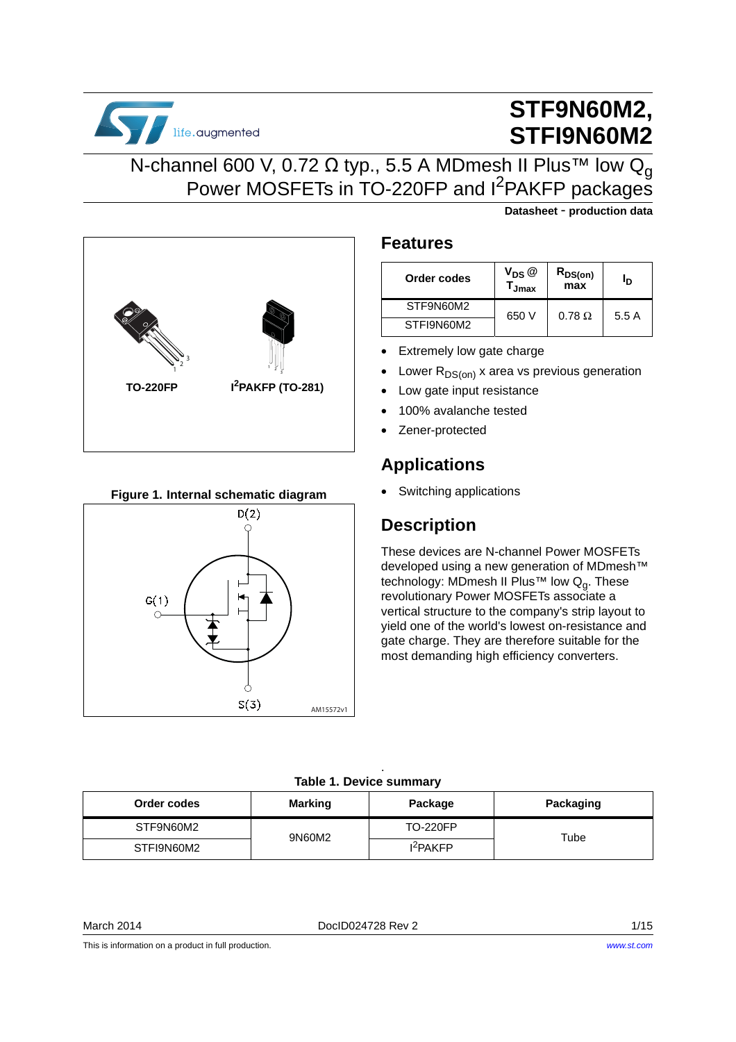# STF9N60M2, STFI9N60M2

## N-channel 600 V, 0.72 Ω typ., 5.5 A MDmesh II Plus™ low $Q_g$ Power MOSFETs in TO-220FP and $I^2$PAKFP packages

**Datasheet - production data**

TO-220FP

$I^2$PAKFP (TO-281)

**Figure 1. Internal schematic diagram**

D(2)

G(1)

S(3)

AM15572v1

## Features

| Order codes | $V_{DS}$ @ $T_{Jmax}$ | $R_{DS(on)}$ max | $I_D$ |
|---|---|---|---|
| STF9N60M2 | 650 V | 0.78 Ω | 5.5 A |
| STFI9N60M2 | | | |

- Extremely low gate charge
- Lower $R_{DS(on)}$ x area vs previous generation
- Low gate input resistance
- 100% avalanche tested
- Zener-protected

## Applications

- Switching applications

## Description

These devices are N-channel Power MOSFETs developed using a new generation of MDmesh™ technology: MDmesh II Plus™ low $Q_g$. These revolutionary Power MOSFETs associate a vertical structure to the company's strip layout to yield one of the world's lowest on-resistance and gate charge. They are therefore suitable for the most demanding high efficiency converters.

**Table 1. Device summary**

| Order codes | Marking | Package | Packaging |
|---|---|---|---|
| STF9N60M2 | 9N60M2 | TO-220FP | Tube |
| STFI9N60M2 | | $I^2$PAKFP | |

March 2014 DocID024728 Rev 2

This is information on a product in full production. www.st.com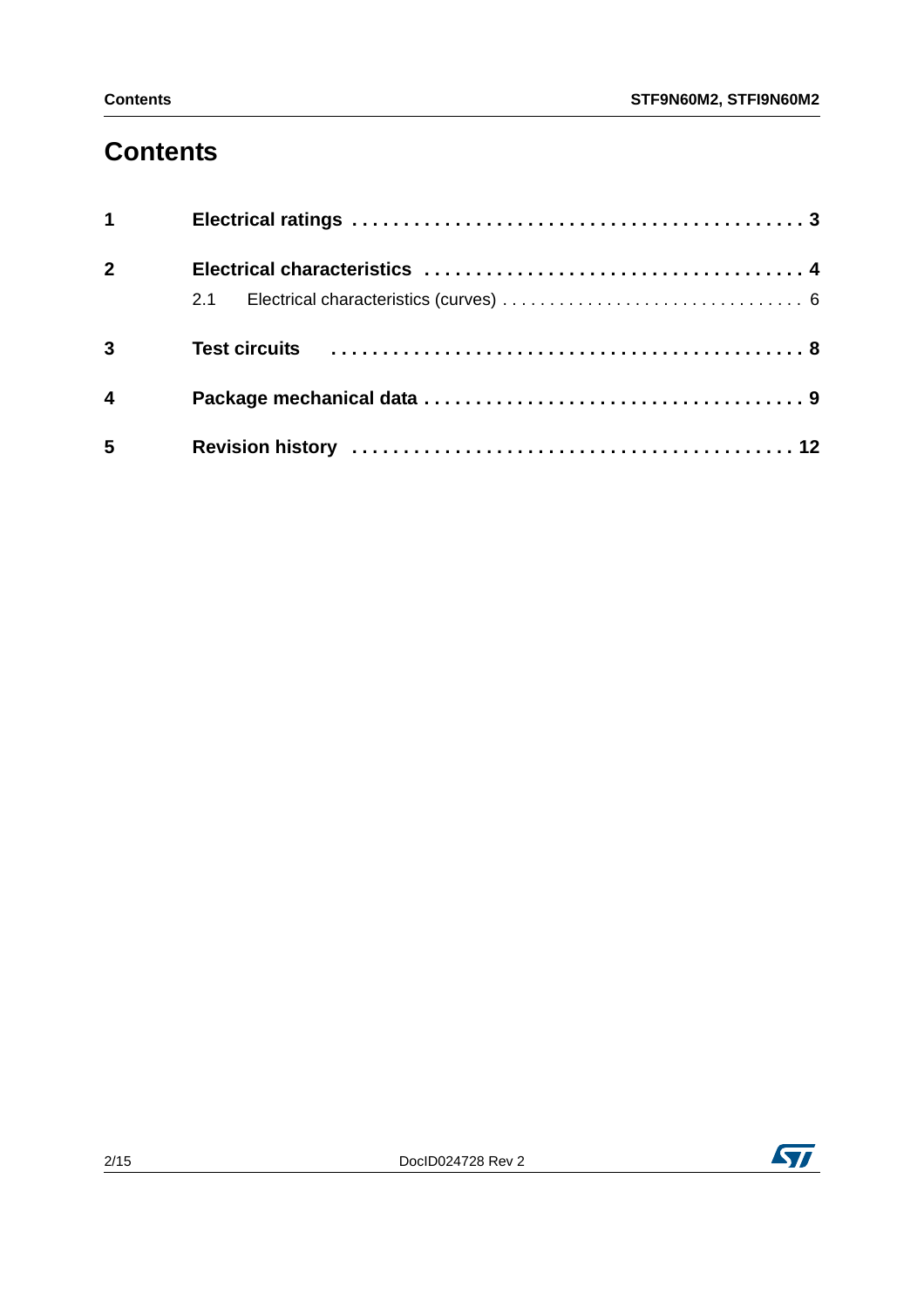# Contents

1 **Electrical ratings** . . . . . . . . . . . . . . . . . . . . . . . . . . . . . . . . . . . . . . . . . . . . 3

2 **Electrical characteristics** . . . . . . . . . . . . . . . . . . . . . . . . . . . . . . . . . . . . . 4

2.1 Electrical characteristics (curves) . . . . . . . . . . . . . . . . . . . . . . . . . . . . . . . . 6

3 **Test circuits** . . . . . . . . . . . . . . . . . . . . . . . . . . . . . . . . . . . . . . . . . . . . . 8

4 **Package mechanical data** . . . . . . . . . . . . . . . . . . . . . . . . . . . . . . . . . . . . . 9

5 **Revision history** . . . . . . . . . . . . . . . . . . . . . . . . . . . . . . . . . . . . . . . . . . 12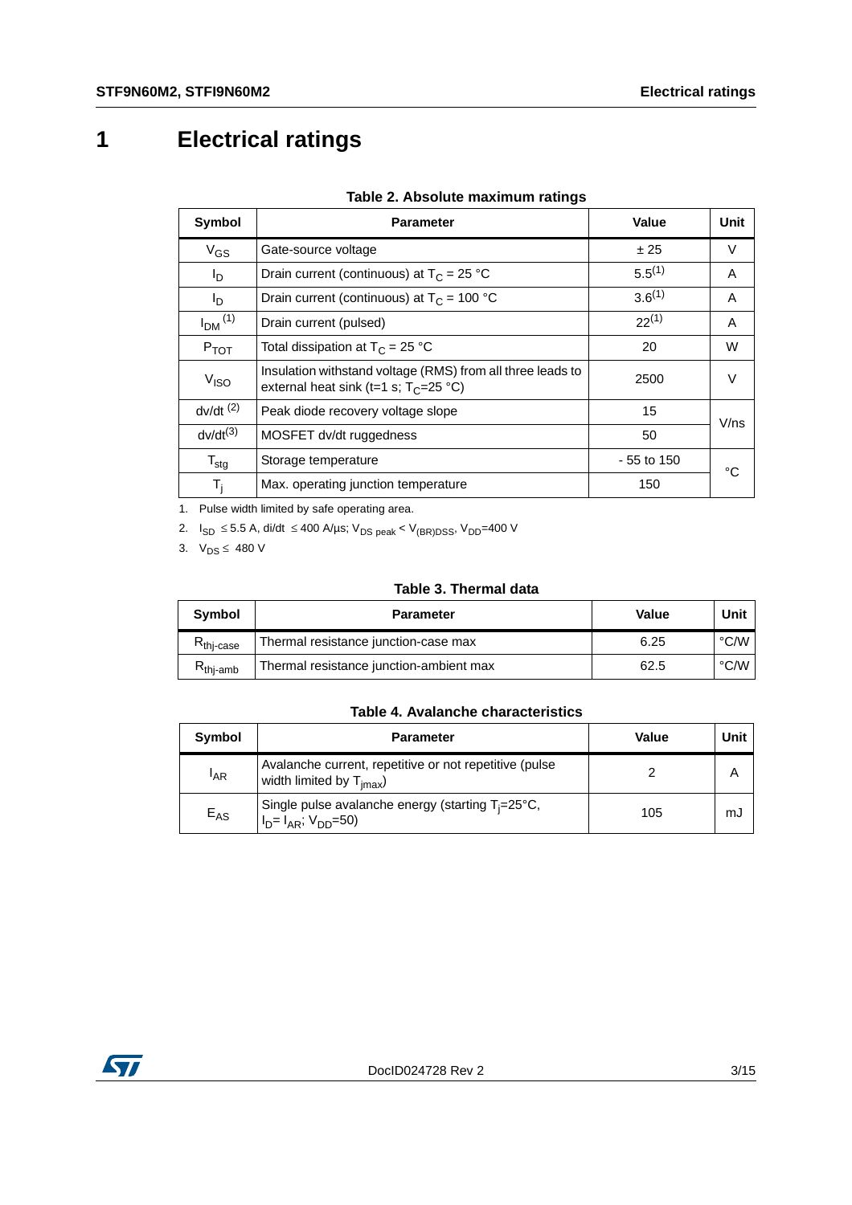# 1 Electrical ratings

**Table 2. Absolute maximum ratings**

| Symbol | Parameter | Value | Unit |
|---|---|---|---|
| $V_{GS}$ | Gate-source voltage | ± 25 | V |
| $I_D$ | Drain current (continuous) at $T_C$ = 25 °C | 5.5(1) | A |
| $I_D$ | Drain current (continuous) at $T_C$ = 100 °C | 3.6(1) | A |
| $I_{DM}$ (1) | Drain current (pulsed) | 22(1) | A |
| $P_{TOT}$ | Total dissipation at $T_C$ = 25 °C | 20 | W |
| $V_{ISO}$ | Insulation withstand voltage (RMS) from all three leads to external heat sink (t=1 s; $T_C$=25 °C) | 2500 | V |
| dv/dt (2) | Peak diode recovery voltage slope | 15 | V/ns |
| dv/dt(3) | MOSFET dv/dt ruggedness | 50 | |
| $T_{stg}$ | Storage temperature | - 55 to 150 | °C |
| $T_j$ | Max. operating junction temperature | 150 | |

1. Pulse width limited by safe operating area.
2. $I_{SD}$ ≤ 5.5 A, di/dt ≤ 400 A/µs; $V_{DS\ peak}$ < $V_{(BR)DSS}$, $V_{DD}$=400 V
3. $V_{DS}$ ≤ 480 V

**Table 3. Thermal data**

| Symbol | Parameter | Value | Unit |
|---|---|---|---|
| $R_{thj\text{-}case}$ | Thermal resistance junction-case max | 6.25 | °C/W |
| $R_{thj\text{-}amb}$ | Thermal resistance junction-ambient max | 62.5 | °C/W |

**Table 4. Avalanche characteristics**

| Symbol | Parameter | Value | Unit |
|---|---|---|---|
| $I_{AR}$ | Avalanche current, repetitive or not repetitive (pulse width limited by $T_{jmax}$) | 2 | A |
| $E_{AS}$ | Single pulse avalanche energy (starting $T_j$=25°C, $I_D$= $I_{AR}$; $V_{DD}$=50) | 105 | mJ |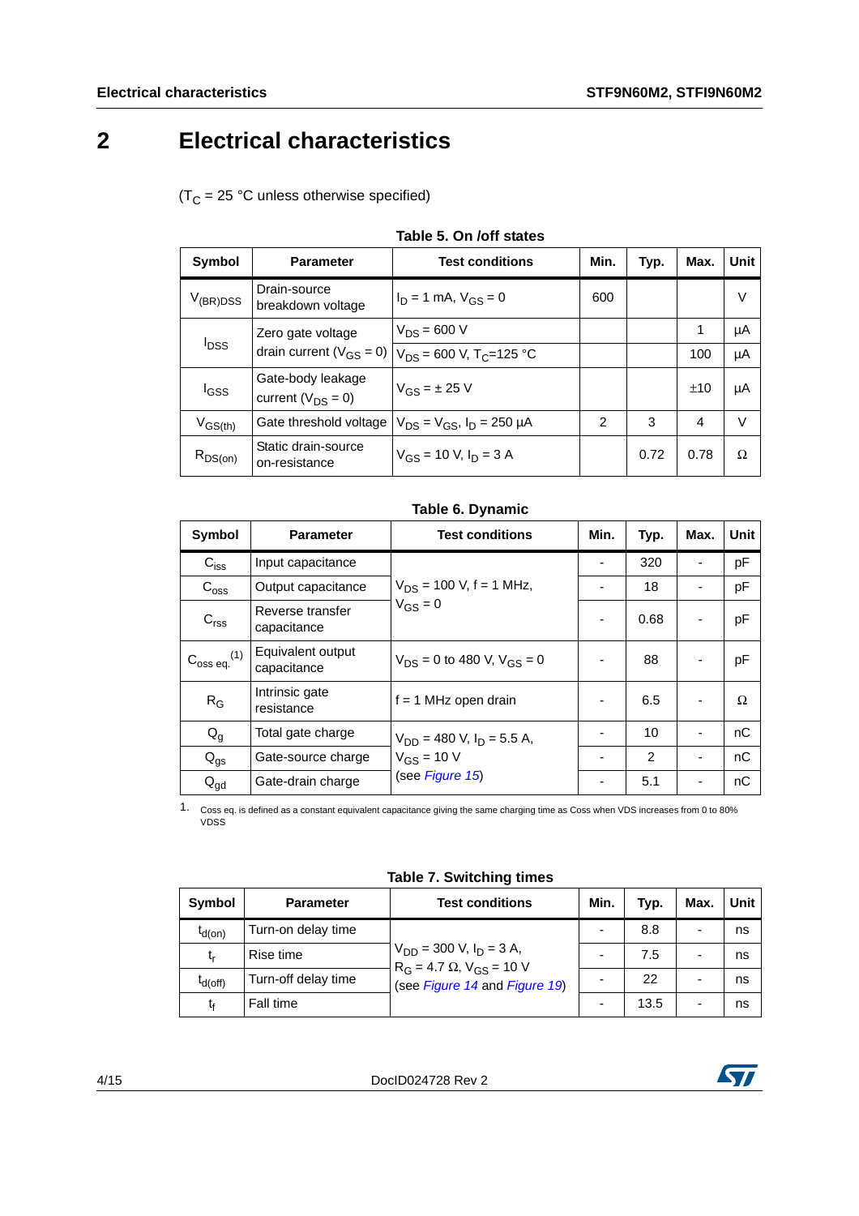# 2 Electrical characteristics

($T_C$ = 25 °C unless otherwise specified)

**Table 5. On /off states**

| Symbol | Parameter | Test conditions | Min. | Typ. | Max. | Unit |
|---|---|---|---|---|---|---|
| $V_{(BR)DSS}$ | Drain-source breakdown voltage | $I_D$ = 1 mA, $V_{GS}$ = 0 | 600 | | | V |
| $I_{DSS}$ | Zero gate voltage drain current ($V_{GS}$ = 0) | $V_{DS}$ = 600 V | | | 1 | µA |
| | | $V_{DS}$ = 600 V, $T_C$=125 °C | | | 100 | µA |
| $I_{GSS}$ | Gate-body leakage current ($V_{DS}$ = 0) | $V_{GS}$ = ± 25 V | | | ±10 | µA |
| $V_{GS(th)}$ | Gate threshold voltage | $V_{DS}$ = $V_{GS}$, $I_D$ = 250 µA | 2 | 3 | 4 | V |
| $R_{DS(on)}$ | Static drain-source on-resistance | $V_{GS}$ = 10 V, $I_D$ = 3 A | | 0.72 | 0.78 | Ω |

**Table 6. Dynamic**

| Symbol | Parameter | Test conditions | Min. | Typ. | Max. | Unit |
|---|---|---|---|---|---|---|
| $C_{iss}$ | Input capacitance | $V_{DS}$ = 100 V, f = 1 MHz, $V_{GS}$ = 0 | - | 320 | - | pF |
| $C_{oss}$ | Output capacitance | | - | 18 | - | pF |
| $C_{rss}$ | Reverse transfer capacitance | | - | 0.68 | - | pF |
| $C_{oss\ eq.}$ (1) | Equivalent output capacitance | $V_{DS}$ = 0 to 480 V, $V_{GS}$ = 0 | - | 88 | - | pF |
| $R_G$ | Intrinsic gate resistance | f = 1 MHz open drain | - | 6.5 | - | Ω |
| $Q_g$ | Total gate charge | $V_{DD}$ = 480 V, $I_D$ = 5.5 A, $V_{GS}$ = 10 V (see *Figure 15*) | - | 10 | - | nC |
| $Q_{gs}$ | Gate-source charge | | - | 2 | - | nC |
| $Q_{gd}$ | Gate-drain charge | | - | 5.1 | - | nC |

1. Coss eq. is defined as a constant equivalent capacitance giving the same charging time as Coss when VDS increases from 0 to 80% VDSS

**Table 7. Switching times**

| Symbol | Parameter | Test conditions | Min. | Typ. | Max. | Unit |
|---|---|---|---|---|---|---|
| $t_{d(on)}$ | Turn-on delay time | $V_{DD}$ = 300 V, $I_D$ = 3 A, $R_G$ = 4.7 Ω, $V_{GS}$ = 10 V (see *Figure 14* and *Figure 19*) | - | 8.8 | - | ns |
| $t_r$ | Rise time | | - | 7.5 | - | ns |
| $t_{d(off)}$ | Turn-off delay time | | - | 22 | - | ns |
| $t_f$ | Fall time | | - | 13.5 | - | ns |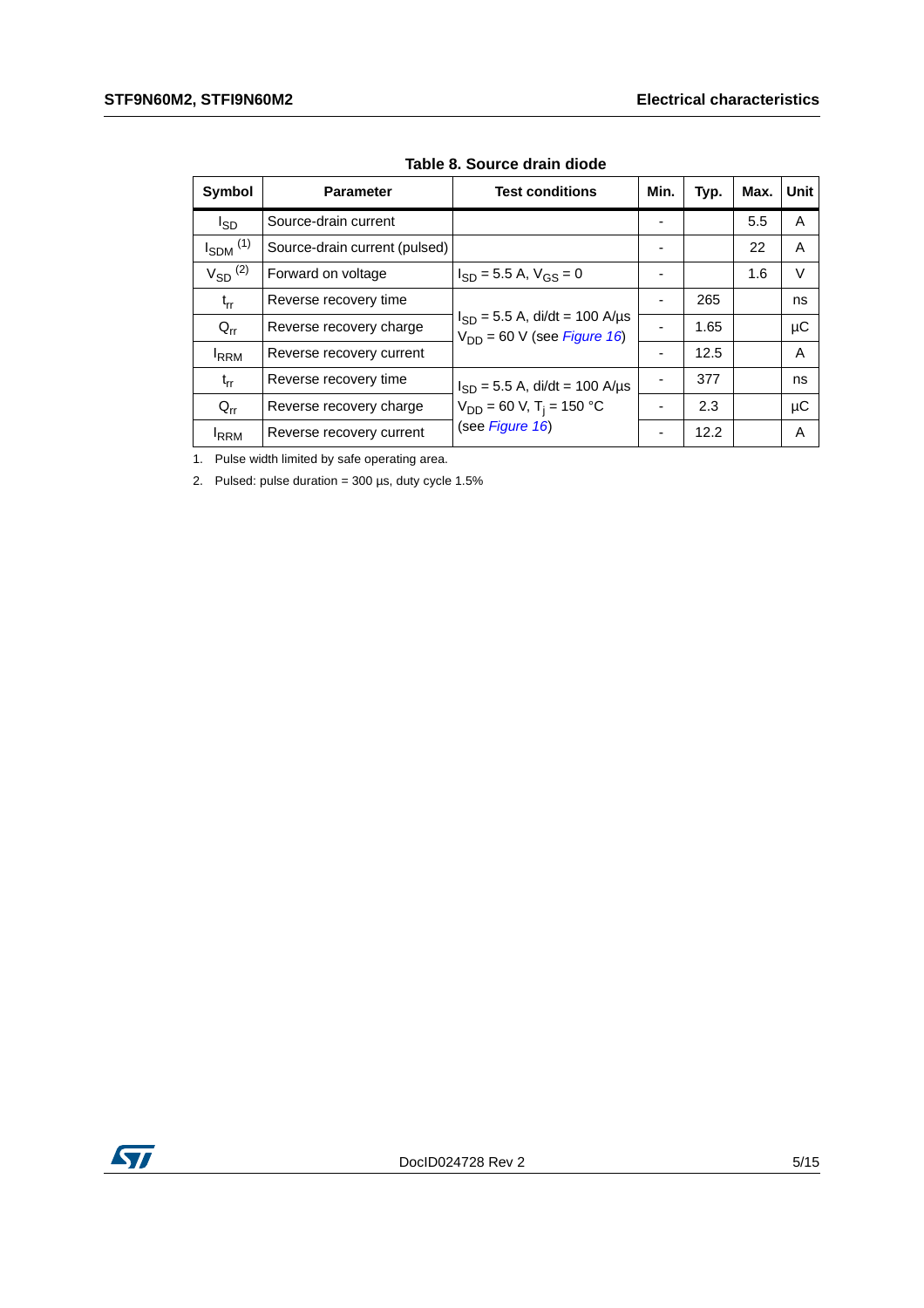Table 8. Source drain diode

| Symbol | Parameter | Test conditions | Min. | Typ. | Max. | Unit |
|---|---|---|---|---|---|---|
| $I_{SD}$ | Source-drain current | | - | | 5.5 | A |
| $I_{SDM}$ (1) | Source-drain current (pulsed) | | - | | 22 | A |
| $V_{SD}$ (2) | Forward on voltage | $I_{SD}$ = 5.5 A, $V_{GS}$ = 0 | - | | 1.6 | V |
| $t_{rr}$ | Reverse recovery time | $I_{SD}$ = 5.5 A, di/dt = 100 A/µs $V_{DD}$ = 60 V (see *Figure 16*) | - | 265 | | ns |
| $Q_{rr}$ | Reverse recovery charge | | - | 1.65 | | µC |
| $I_{RRM}$ | Reverse recovery current | | - | 12.5 | | A |
| $t_{rr}$ | Reverse recovery time | $I_{SD}$ = 5.5 A, di/dt = 100 A/µs $V_{DD}$ = 60 V, $T_j$ = 150 °C (see *Figure 16*) | - | 377 | | ns |
| $Q_{rr}$ | Reverse recovery charge | | - | 2.3 | | µC |
| $I_{RRM}$ | Reverse recovery current | | - | 12.2 | | A |

1. Pulse width limited by safe operating area.
2. Pulsed: pulse duration = 300 µs, duty cycle 1.5%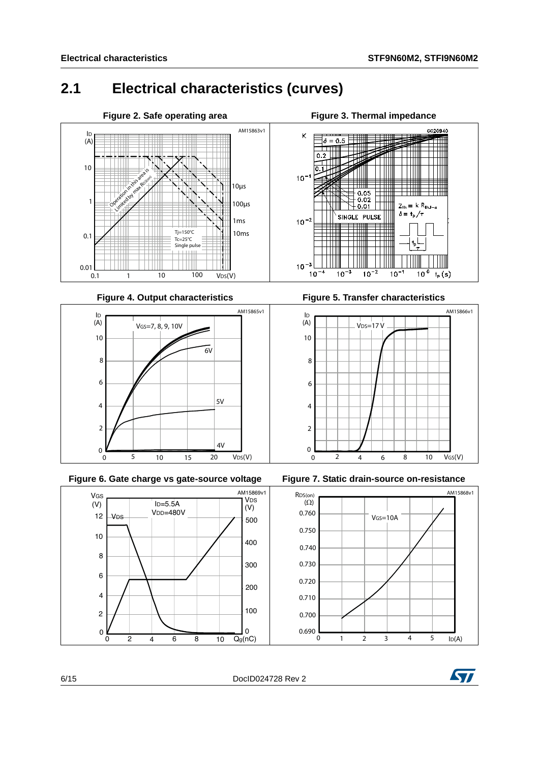## 2.1 Electrical characteristics (curves)

**Figure 2. Safe operating area**

AM15863v1

$I_D$ (A)

10
1
0.1
0.01

0.1 1 10 100 $V_{DS}$(V)

Operation in this area is Limited by max $R_{DS(on)}$

10µs
100µs
1ms
10ms

Tj=150°C
Tc=25°C
Single pulse

**Figure 3. Thermal impedance**

GC20940

K

$10^{-1}$
$10^{-2}$
$10^{-3}$

$\delta = 0.5$
0.2
0.1
0.05
0.02
0.01
SINGLE PULSE

$Z_{th} = k\ R_{thJ-c}$
$\delta = t_p/\tau$

$10^{-4}$ $10^{-3}$ $10^{-2}$ $10^{-1}$ $10^{0}$ $t_p$(s)

**Figure 4. Output characteristics**

AM15865v1

$I_D$ (A)

$V_{GS}$=7, 8, 9, 10V
6V
5V
4V

0 2 4 6 8 10

0 5 10 15 20 $V_{DS}$(V)

**Figure 5. Transfer characteristics**

AM15866v1

$I_D$ (A)

$V_{DS}$=17 V

0 2 4 6 8 10

0 2 4 6 8 10 $V_{GS}$(V)

**Figure 6. Gate charge vs gate-source voltage**

AM15869v1

$V_{GS}$ (V)

$I_D$=5.5A
$V_{DD}$=480V
$V_{DS}$

$V_{DS}$ (V)

0 2 4 6 8 10 12

0 100 200 300 400 500

0 2 4 6 8 10 $Q_g$(nC)

**Figure 7. Static drain-source on-resistance**

AM15868v1

$R_{DS(on)}$ (Ω)

$V_{GS}$=10A

0.690 0.700 0.710 0.720 0.730 0.740 0.750 0.760

0 1 2 3 4 5 $I_D$(A)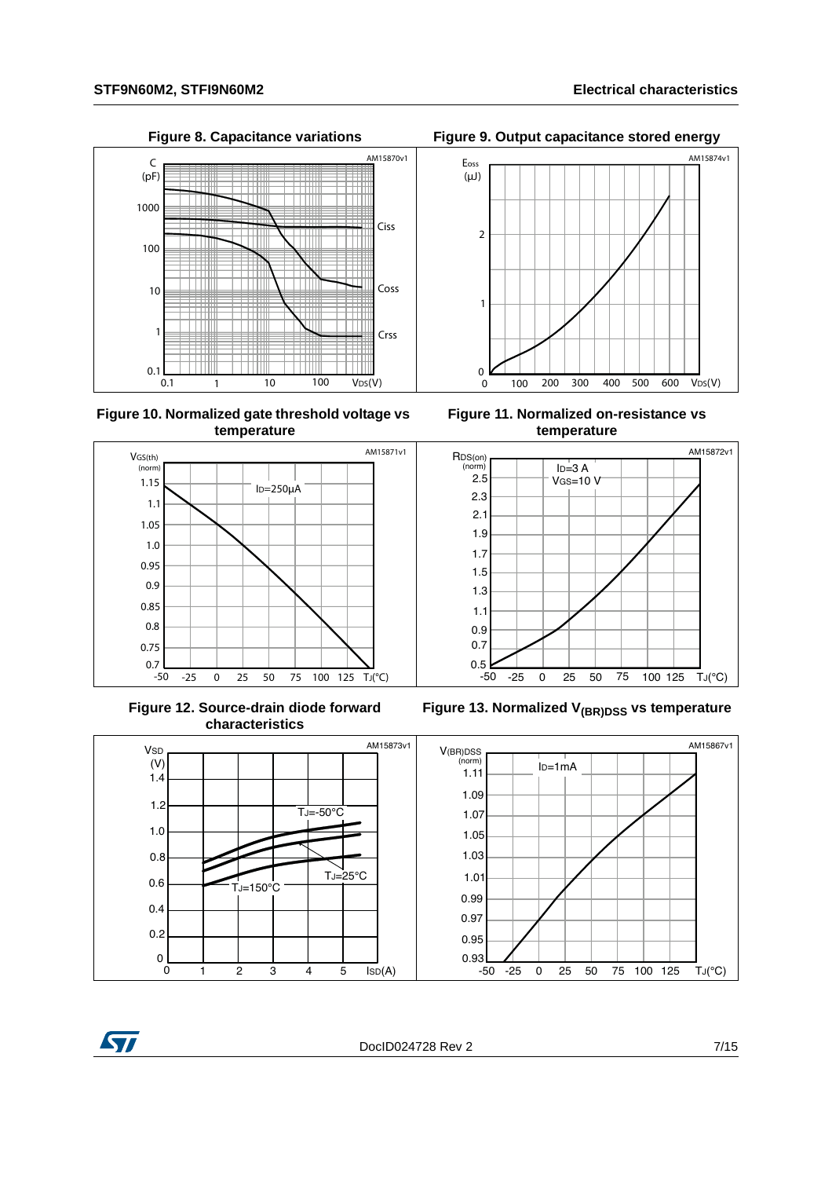**Figure 8. Capacitance variations**

AM15870v1

C (pF)

1000

100

10

1

0.1

0.1 1 10 100 $V_{DS}$(V)

Ciss

Coss

Crss

**Figure 9. Output capacitance stored energy**

AM15874v1

$E_{oss}$ (μJ)

2

1

0

0 100 200 300 400 500 600 $V_{DS}$(V)

**Figure 10. Normalized gate threshold voltage vs temperature**

AM15871v1

$V_{GS(th)}$ (norm)

1.15

1.1

1.05

1.0

0.95

0.9

0.85

0.8

0.75

0.7

-50 -25 0 25 50 75 100 125 $T_J$(°C)

$I_D$=250μA

**Figure 11. Normalized on-resistance vs temperature**

AM15872v1

$R_{DS(on)}$ (norm)

2.5

2.3

2.1

1.9

1.7

1.5

1.3

1.1

0.9

0.7

0.5

-50 -25 0 25 50 75 100 125 $T_J$(°C)

$I_D$=3 A

$V_{GS}$=10 V

**Figure 12. Source-drain diode forward characteristics**

AM15873v1

$V_{SD}$ (V)

1.4

1.2

1.0

0.8

0.6

0.4

0.2

0

0 1 2 3 4 5 $I_{SD}$(A)

$T_J$=-50°C

$T_J$=25°C

$T_J$=150°C

**Figure 13. Normalized $V_{(BR)DSS}$ vs temperature**

AM15867v1

$V_{(BR)DSS}$ (norm)

1.11

1.09

1.07

1.05

1.03

1.01

0.99

0.97

0.95

0.93

-50 -25 0 25 50 75 100 125 $T_J$(°C)

$I_D$=1mA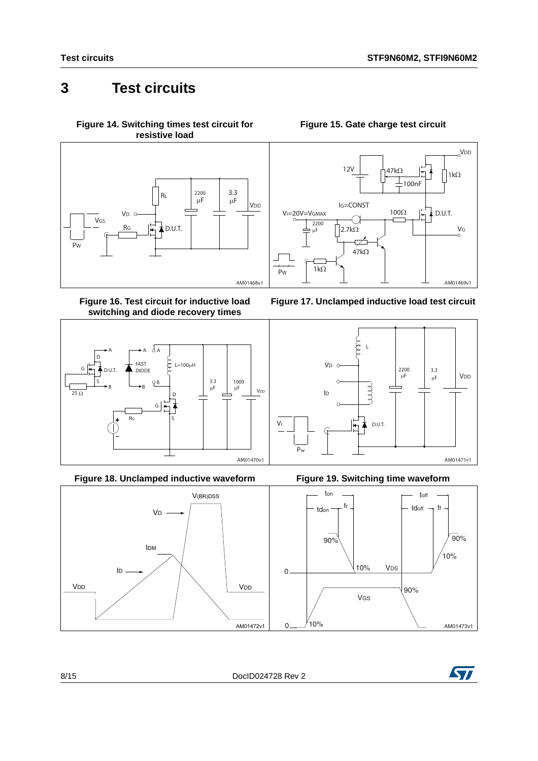# 3 Test circuits

**Figure 14. Switching times test circuit for resistive load**

RL
2200 μF
3.3 μF
VDD
VD
VGS
RG
D.U.T.
PW
AM01468v1

**Figure 15. Gate charge test circuit**

VDD
12V
47kΩ
1kΩ
100nF
IG=CONST
Vi=20V=VGMAX
100Ω
D.U.T.
2200 μF
2.7kΩ
VG
47kΩ
PW
1kΩ
AM01469v1

**Figure 16. Test circuit for inductive load switching and diode recovery times**

A
D
G
D.U.T.
S
B
25 Ω
A
FAST DIODE
B
A
L=100μH
B
3.3 μF
1000 μF
VDD
D
G
RG
S
AM01470v1

**Figure 17. Unclamped inductive load test circuit**

L
VD
2200 μF
3.3 μF
VDD
ID
Vi
D.U.T.
Pw
AM01471v1

**Figure 18. Unclamped inductive waveform**

V(BR)DSS
VD
IDM
ID
VDD
VDD
AM01472v1

**Figure 19. Switching time waveform**

ton
toff
tdon
tr
tdoff
tf
90%
90%
10%
0
10%
VDS
90%
VGS
0
10%
AM01473v1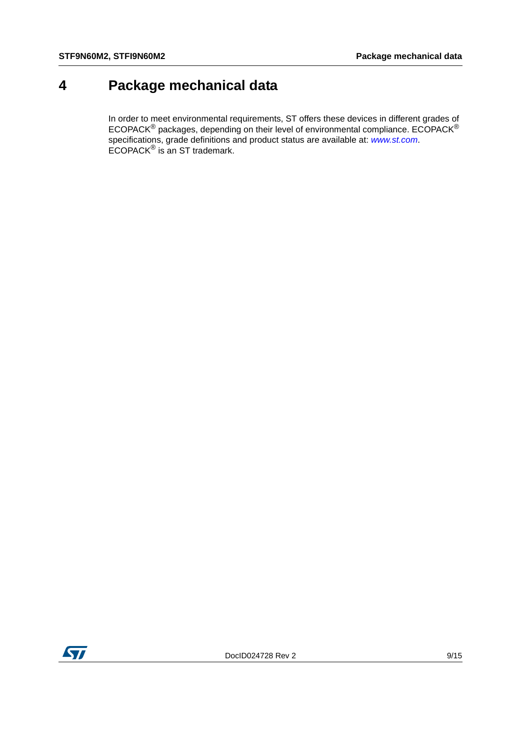# 4 Package mechanical data

In order to meet environmental requirements, ST offers these devices in different grades of ECOPACK® packages, depending on their level of environmental compliance. ECOPACK® specifications, grade definitions and product status are available at: *www.st.com*. ECOPACK® is an ST trademark.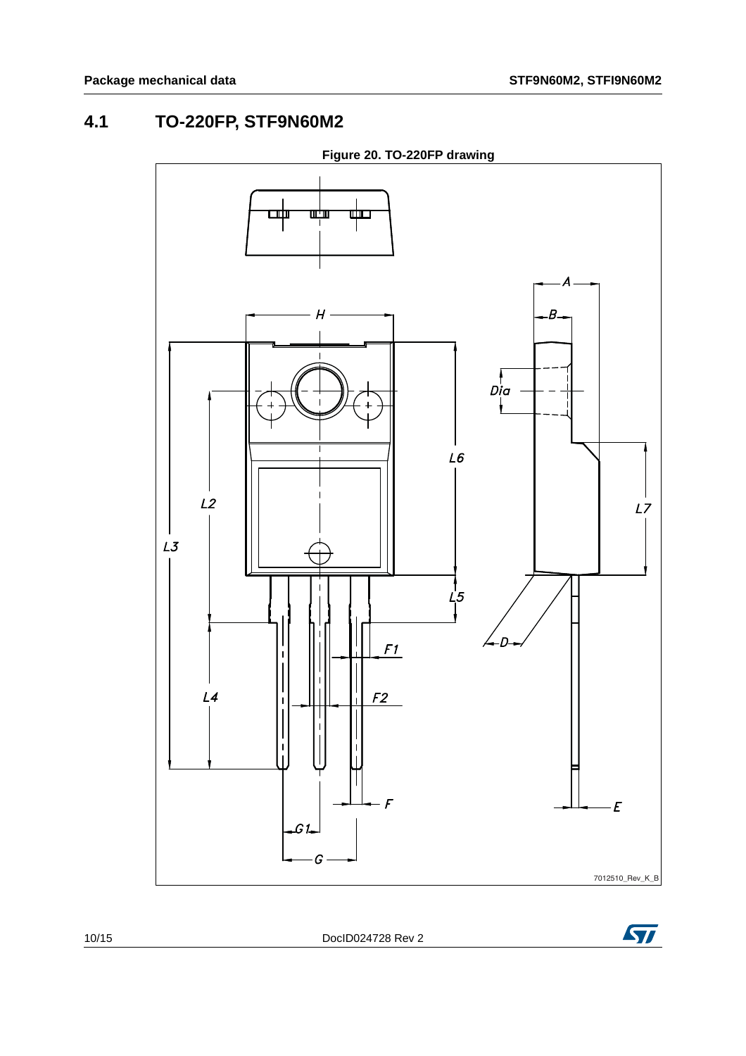## 4.1 TO-220FP, STF9N60M2

**Figure 20. TO-220FP drawing**

A
B
H
Dia
L6
L7
L2
L3
L5
D
F1
L4
F2
F
E
G1
G
7012510_Rev_K_B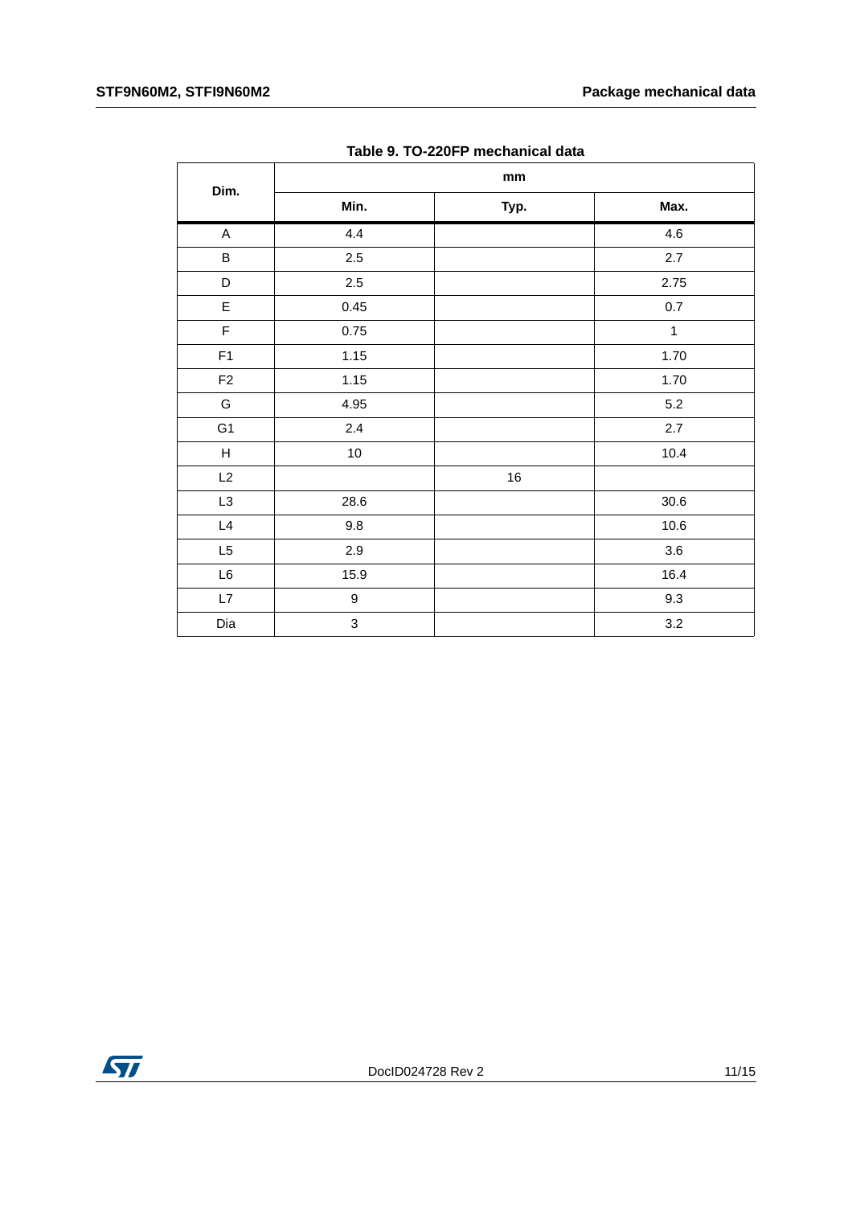Table 9. TO-220FP mechanical data

| Dim. | mm | | |
|---|---|---|---|
| | Min. | Typ. | Max. |
| A | 4.4 | | 4.6 |
| B | 2.5 | | 2.7 |
| D | 2.5 | | 2.75 |
| E | 0.45 | | 0.7 |
| F | 0.75 | | 1 |
| F1 | 1.15 | | 1.70 |
| F2 | 1.15 | | 1.70 |
| G | 4.95 | | 5.2 |
| G1 | 2.4 | | 2.7 |
| H | 10 | | 10.4 |
| L2 | | 16 | |
| L3 | 28.6 | | 30.6 |
| L4 | 9.8 | | 10.6 |
| L5 | 2.9 | | 3.6 |
| L6 | 15.9 | | 16.4 |
| L7 | 9 | | 9.3 |
| Dia | 3 | | 3.2 |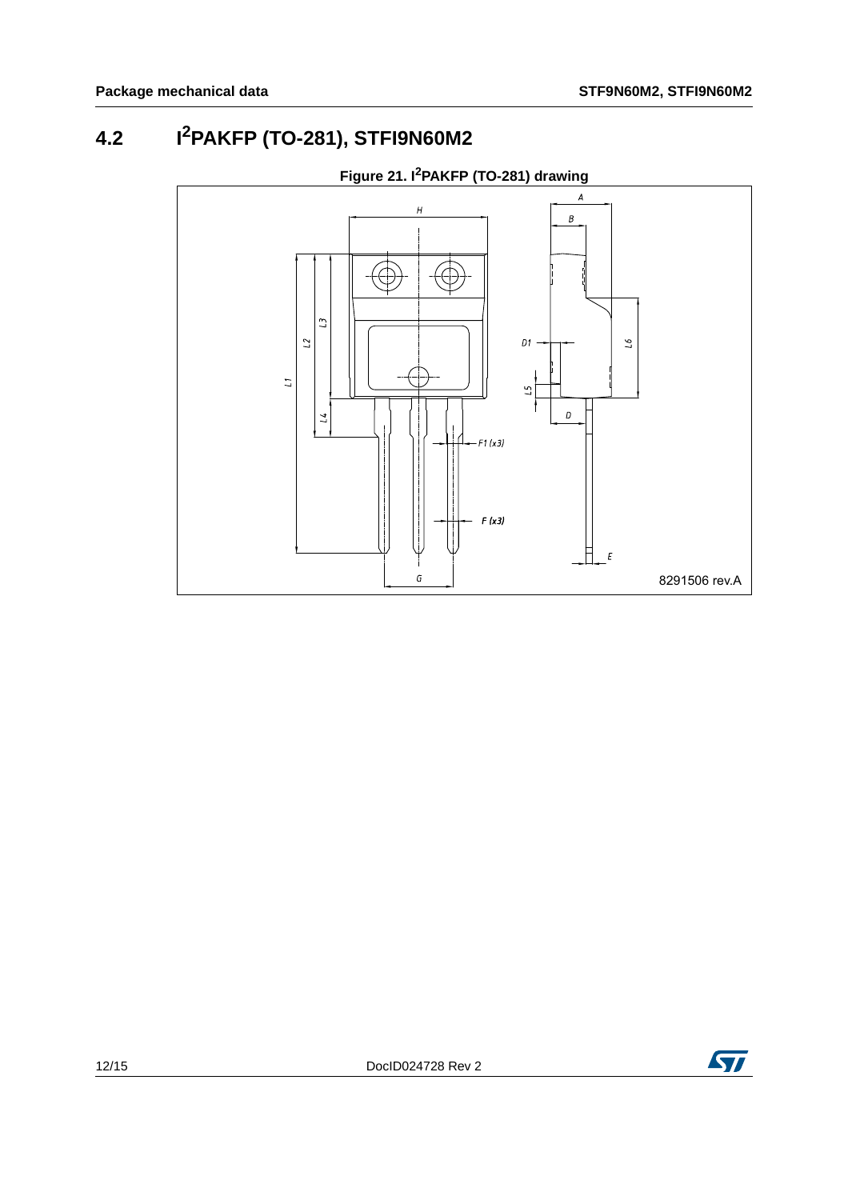## 4.2 I²PAKFP (TO-281), STFI9N60M2

**Figure 21. I²PAKFP (TO-281) drawing**

A

B

H

L1

L2

L3

L4

L5

L6

D1

D

F1 (x3)

F (x3)

E

G

8291506 rev.A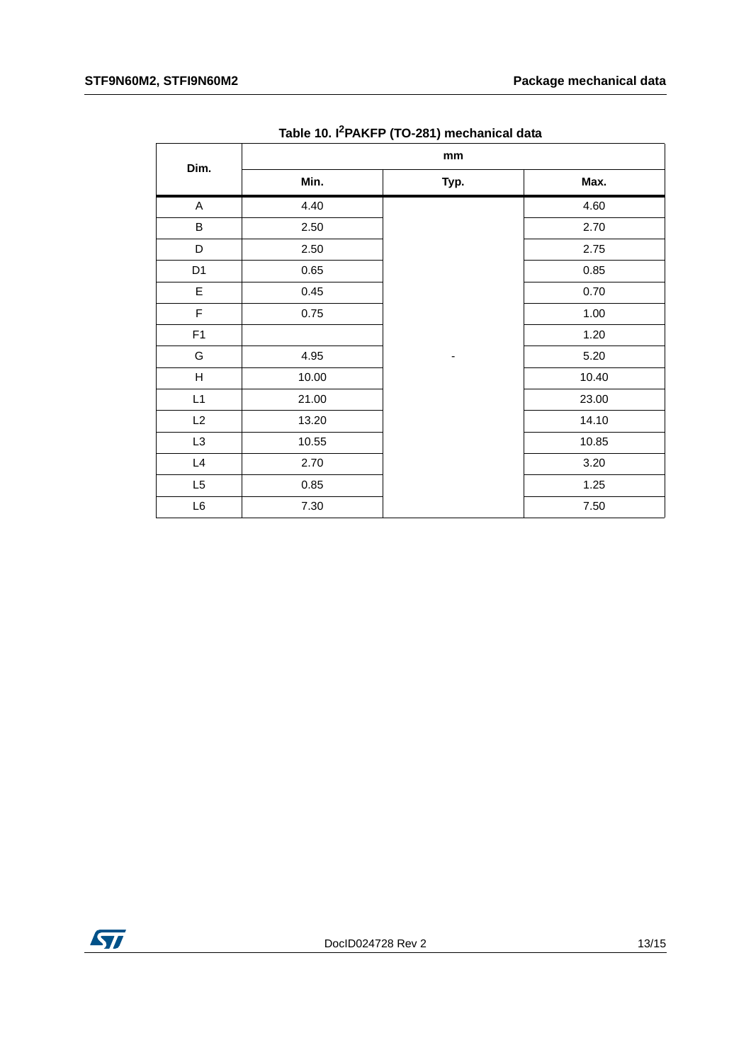**Table 10. I²PAKFP (TO-281) mechanical data**

| Dim. | mm | | |
|---|---|---|---|
| | Min. | Typ. | Max. |
| A | 4.40 | | 4.60 |
| B | 2.50 | | 2.70 |
| D | 2.50 | | 2.75 |
| D1 | 0.65 | | 0.85 |
| E | 0.45 | | 0.70 |
| F | 0.75 | | 1.00 |
| F1 | | | 1.20 |
| G | 4.95 | - | 5.20 |
| H | 10.00 | | 10.40 |
| L1 | 21.00 | | 23.00 |
| L2 | 13.20 | | 14.10 |
| L3 | 10.55 | | 10.85 |
| L4 | 2.70 | | 3.20 |
| L5 | 0.85 | | 1.25 |
| L6 | 7.30 | | 7.50 |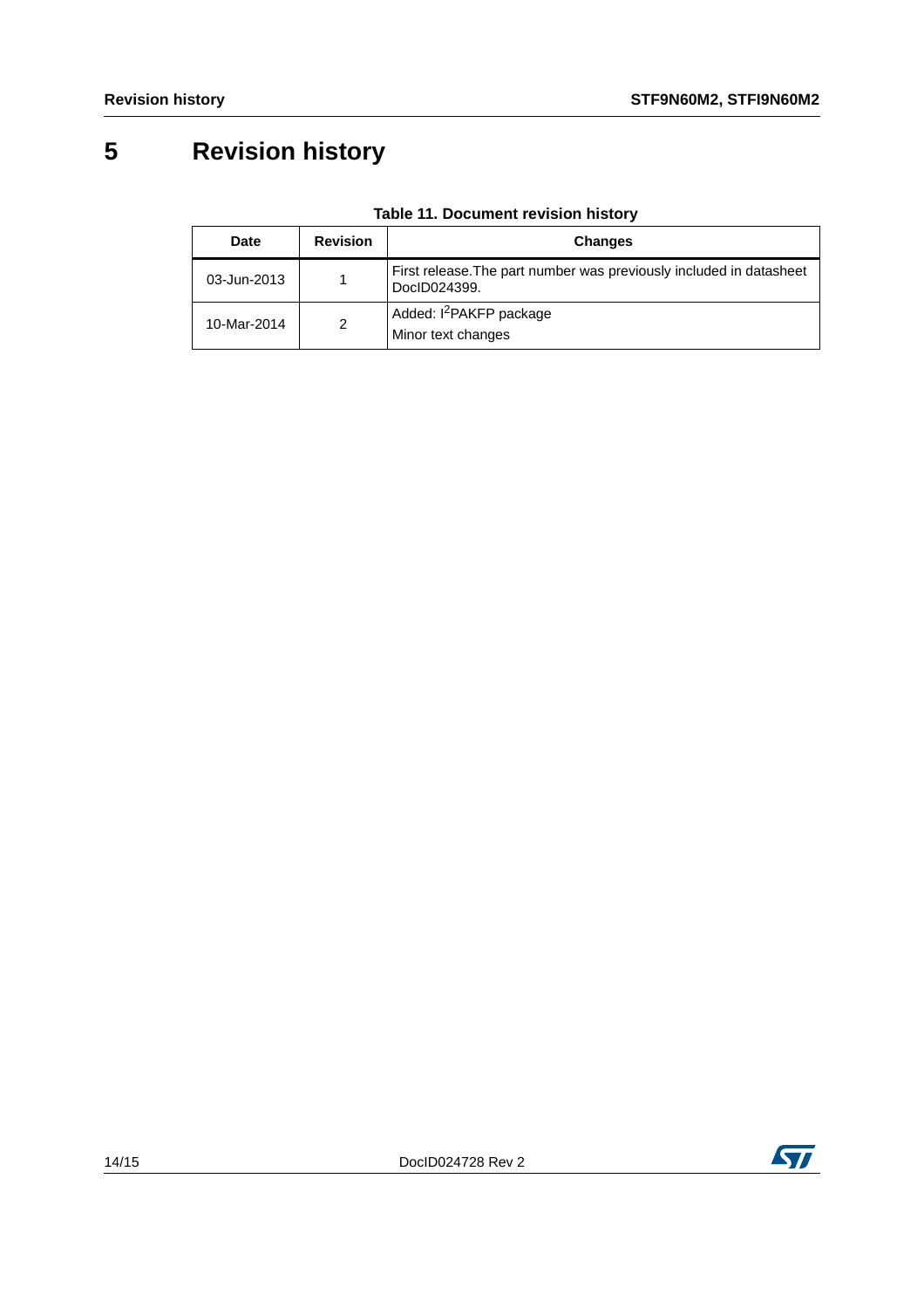# 5 Revision history

**Table 11. Document revision history**

| Date | Revision | Changes |
|---|---|---|
| 03-Jun-2013 | 1 | First release.The part number was previously included in datasheet DocID024399. |
| 10-Mar-2014 | 2 | Added: $I^2PAKFP$ package<br>Minor text changes |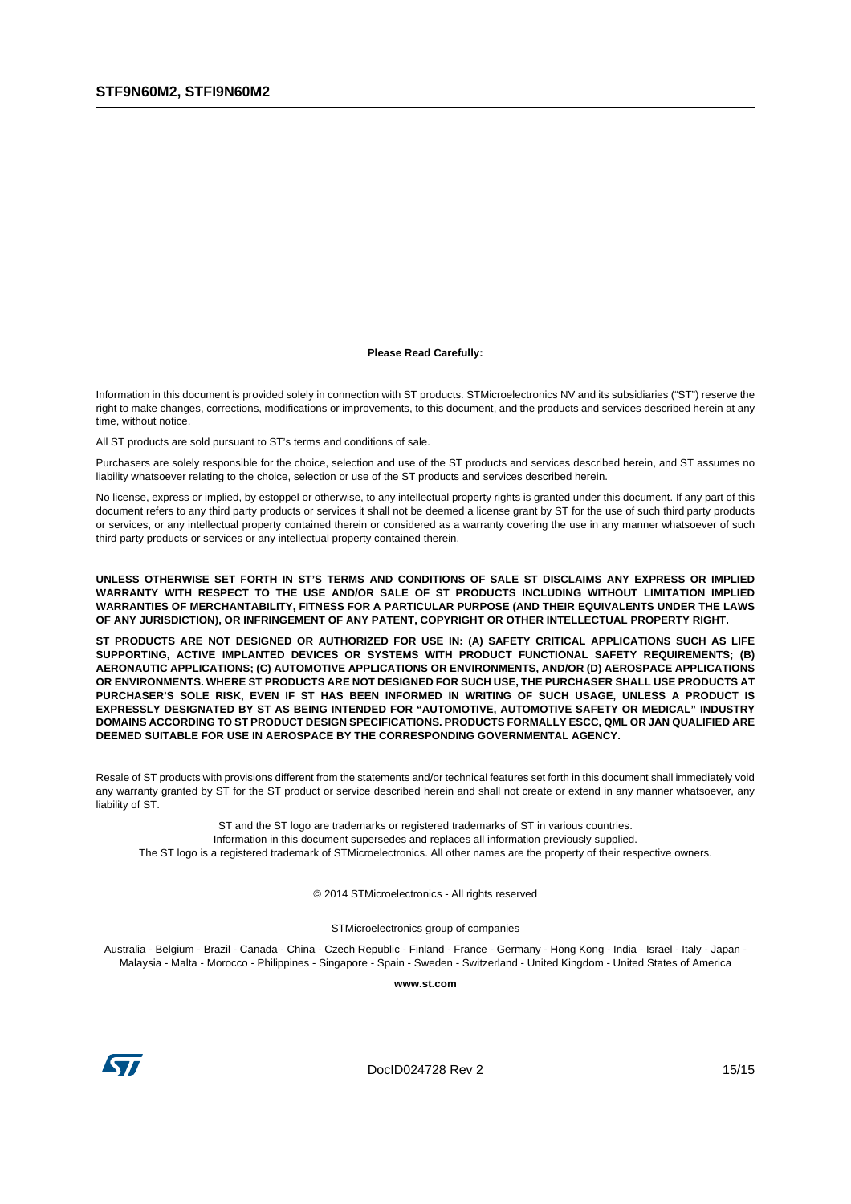**Please Read Carefully:**

Information in this document is provided solely in connection with ST products. STMicroelectronics NV and its subsidiaries ("ST") reserve the right to make changes, corrections, modifications or improvements, to this document, and the products and services described herein at any time, without notice.

All ST products are sold pursuant to ST's terms and conditions of sale.

Purchasers are solely responsible for the choice, selection and use of the ST products and services described herein, and ST assumes no liability whatsoever relating to the choice, selection or use of the ST products and services described herein.

No license, express or implied, by estoppel or otherwise, to any intellectual property rights is granted under this document. If any part of this document refers to any third party products or services it shall not be deemed a license grant by ST for the use of such third party products or services, or any intellectual property contained therein or considered as a warranty covering the use in any manner whatsoever of such third party products or services or any intellectual property contained therein.

**UNLESS OTHERWISE SET FORTH IN ST'S TERMS AND CONDITIONS OF SALE ST DISCLAIMS ANY EXPRESS OR IMPLIED WARRANTY WITH RESPECT TO THE USE AND/OR SALE OF ST PRODUCTS INCLUDING WITHOUT LIMITATION IMPLIED WARRANTIES OF MERCHANTABILITY, FITNESS FOR A PARTICULAR PURPOSE (AND THEIR EQUIVALENTS UNDER THE LAWS OF ANY JURISDICTION), OR INFRINGEMENT OF ANY PATENT, COPYRIGHT OR OTHER INTELLECTUAL PROPERTY RIGHT.**

**ST PRODUCTS ARE NOT DESIGNED OR AUTHORIZED FOR USE IN: (A) SAFETY CRITICAL APPLICATIONS SUCH AS LIFE SUPPORTING, ACTIVE IMPLANTED DEVICES OR SYSTEMS WITH PRODUCT FUNCTIONAL SAFETY REQUIREMENTS; (B) AERONAUTIC APPLICATIONS; (C) AUTOMOTIVE APPLICATIONS OR ENVIRONMENTS, AND/OR (D) AEROSPACE APPLICATIONS OR ENVIRONMENTS. WHERE ST PRODUCTS ARE NOT DESIGNED FOR SUCH USE, THE PURCHASER SHALL USE PRODUCTS AT PURCHASER'S SOLE RISK, EVEN IF ST HAS BEEN INFORMED IN WRITING OF SUCH USAGE, UNLESS A PRODUCT IS EXPRESSLY DESIGNATED BY ST AS BEING INTENDED FOR "AUTOMOTIVE, AUTOMOTIVE SAFETY OR MEDICAL" INDUSTRY DOMAINS ACCORDING TO ST PRODUCT DESIGN SPECIFICATIONS. PRODUCTS FORMALLY ESCC, QML OR JAN QUALIFIED ARE DEEMED SUITABLE FOR USE IN AEROSPACE BY THE CORRESPONDING GOVERNMENTAL AGENCY.**

Resale of ST products with provisions different from the statements and/or technical features set forth in this document shall immediately void any warranty granted by ST for the ST product or service described herein and shall not create or extend in any manner whatsoever, any liability of ST.

ST and the ST logo are trademarks or registered trademarks of ST in various countries.
Information in this document supersedes and replaces all information previously supplied.
The ST logo is a registered trademark of STMicroelectronics. All other names are the property of their respective owners.

© 2014 STMicroelectronics - All rights reserved

STMicroelectronics group of companies

Australia - Belgium - Brazil - Canada - China - Czech Republic - Finland - France - Germany - Hong Kong - India - Israel - Italy - Japan - Malaysia - Malta - Morocco - Philippines - Singapore - Spain - Sweden - Switzerland - United Kingdom - United States of America

**www.st.com**